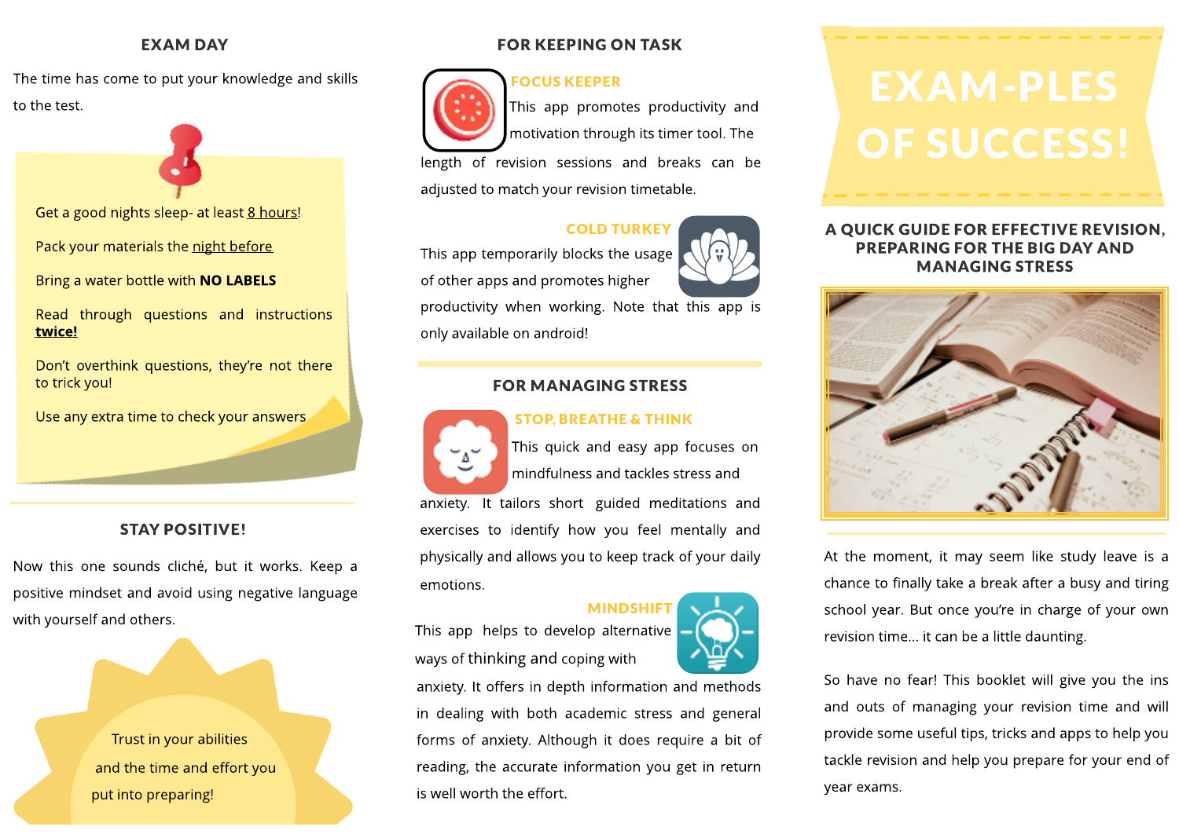## EXAM DAY

The time has come to put your knowledge and skills to the test.

Get a good nights sleep- at least 8 hours!

Pack your materials the night before

Bring a water bottle with **NO LABELS**

Read through questions and instructions **twice!**

Don't overthink questions, they're not there to trick you!

Use any extra time to check your answers

## STAY POSITIVE!

Now this one sounds cliché, but it works. Keep a positive mindset and avoid using negative language with yourself and others.

Trust in your abilities and the time and effort you put into preparing!

## FOR KEEPING ON TASK

### FOCUS KEEPER

This app promotes productivity and motivation through its timer tool. The length of revision sessions and breaks can be adjusted to match your revision timetable.

### COLD TURKEY

This app temporarily blocks the usage of other apps and promotes higher productivity when working. Note that this app is only available on android!

## FOR MANAGING STRESS

### STOP, BREATHE & THINK

This quick and easy app focuses on mindfulness and tackles stress and anxiety. It tailors short guided meditations and exercises to identify how you feel mentally and physically and allows you to keep track of your daily emotions.

### MINDSHIFT

This app helps to develop alternative ways of thinking and coping with anxiety. It offers in depth information and methods in dealing with both academic stress and general forms of anxiety. Although it does require a bit of reading, the accurate information you get in return is well worth the effort.

# EXAM-PLES OF SUCCESS!

## A QUICK GUIDE FOR EFFECTIVE REVISION, PREPARING FOR THE BIG DAY AND MANAGING STRESS

At the moment, it may seem like study leave is a chance to finally take a break after a busy and tiring school year. But once you're in charge of your own revision time... it can be a little daunting.

So have no fear! This booklet will give you the ins and outs of managing your revision time and will provide some useful tips, tricks and apps to help you tackle revision and help you prepare for your end of year exams.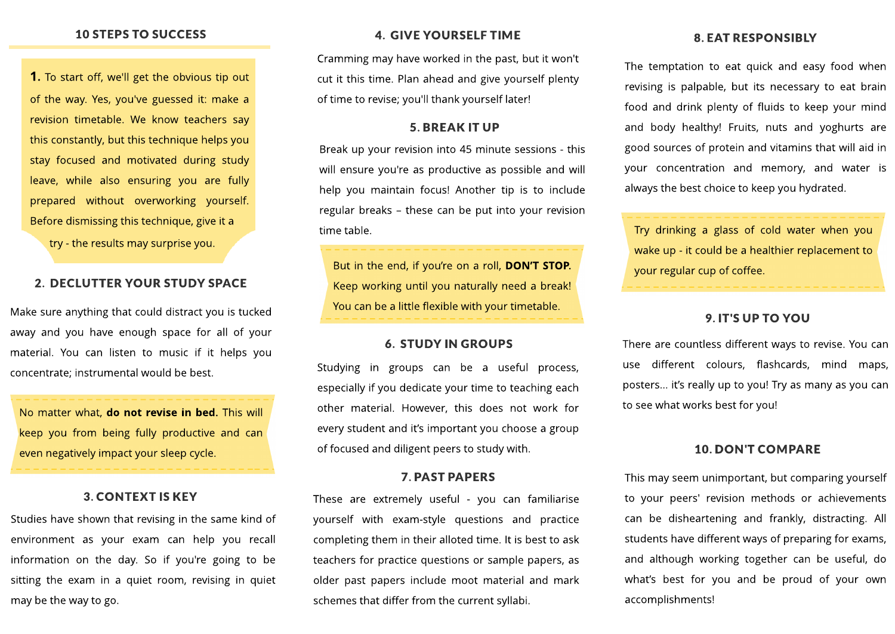## 10 STEPS TO SUCCESS

**1.** To start off, we'll get the obvious tip out of the way. Yes, you've guessed it: make a revision timetable. We know teachers say this constantly, but this technique helps you stay focused and motivated during study leave, while also ensuring you are fully prepared without overworking yourself. Before dismissing this technique, give it a try - the results may surprise you.

## 2. DECLUTTER YOUR STUDY SPACE

Make sure anything that could distract you is tucked away and you have enough space for all of your material. You can listen to music if it helps you concentrate; instrumental would be best.

No matter what, **do not revise in bed.** This will keep you from being fully productive and can even negatively impact your sleep cycle.

## 3. CONTEXT IS KEY

Studies have shown that revising in the same kind of environment as your exam can help you recall information on the day. So if you're going to be sitting the exam in a quiet room, revising in quiet may be the way to go.

## 4. GIVE YOURSELF TIME

Cramming may have worked in the past, but it won't cut it this time. Plan ahead and give yourself plenty of time to revise; you'll thank yourself later!

## 5. BREAK IT UP

Break up your revision into 45 minute sessions - this will ensure you're as productive as possible and will help you maintain focus! Another tip is to include regular breaks – these can be put into your revision time table.

But in the end, if you're on a roll, **DON'T STOP.** Keep working until you naturally need a break! You can be a little flexible with your timetable.

## 6. STUDY IN GROUPS

Studying in groups can be a useful process, especially if you dedicate your time to teaching each other material. However, this does not work for every student and it's important you choose a group of focused and diligent peers to study with.

## 7. PAST PAPERS

These are extremely useful - you can familiarise yourself with exam-style questions and practice completing them in their alloted time. It is best to ask teachers for practice questions or sample papers, as older past papers include moot material and mark schemes that differ from the current syllabi.

## 8. EAT RESPONSIBLY

The temptation to eat quick and easy food when revising is palpable, but its necessary to eat brain food and drink plenty of fluids to keep your mind and body healthy! Fruits, nuts and yoghurts are good sources of protein and vitamins that will aid in your concentration and memory, and water is always the best choice to keep you hydrated.

Try drinking a glass of cold water when you wake up - it could be a healthier replacement to your regular cup of coffee.

## 9. IT'S UP TO YOU

There are countless different ways to revise. You can use different colours, flashcards, mind maps, posters... it's really up to you! Try as many as you can to see what works best for you!

## 10. DON'T COMPARE

This may seem unimportant, but comparing yourself to your peers' revision methods or achievements can be disheartening and frankly, distracting. All students have different ways of preparing for exams, and although working together can be useful, do what's best for you and be proud of your own accomplishments!